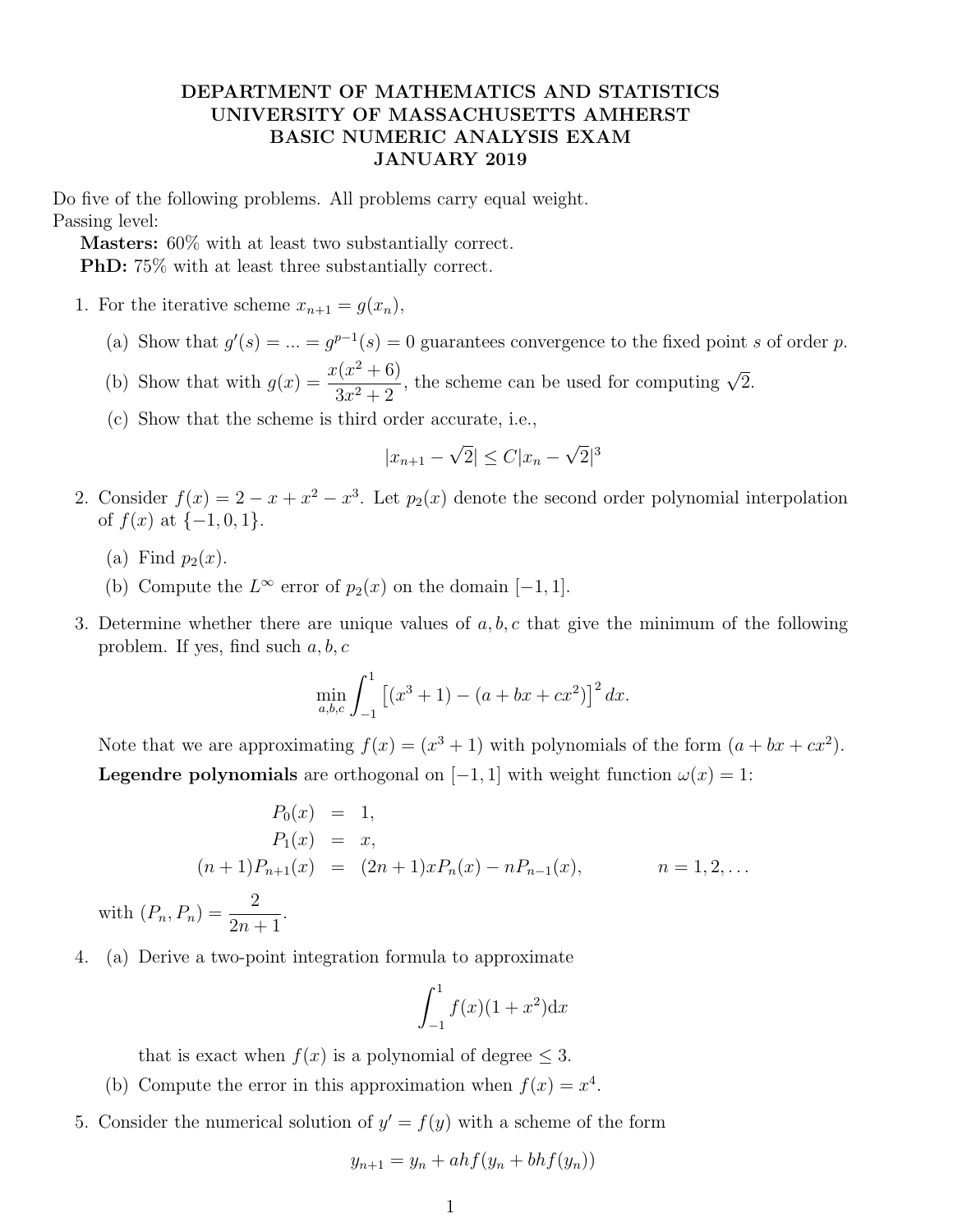# DEPARTMENT OF MATHEMATICS AND STATISTICS
# UNIVERSITY OF MASSACHUSETTS AMHERST
# BASIC NUMERIC ANALYSIS EXAM
# JANUARY 2019

Do five of the following problems. All problems carry equal weight.
Passing level:

**Masters:** 60% with at least two substantially correct.
**PhD:** 75% with at least three substantially correct.

1. For the iterative scheme $x_{n+1} = g(x_n)$,

   (a) Show that $g'(s) = ... = g^{p-1}(s) = 0$ guarantees convergence to the fixed point $s$ of order $p$.

   (b) Show that with $g(x) = \dfrac{x(x^2+6)}{3x^2+2}$, the scheme can be used for computing $\sqrt{2}$.

   (c) Show that the scheme is third order accurate, i.e.,

   $$|x_{n+1} - \sqrt{2}| \leq C|x_n - \sqrt{2}|^3$$

2. Consider $f(x) = 2 - x + x^2 - x^3$. Let $p_2(x)$ denote the second order polynomial interpolation of $f(x)$ at $\{-1, 0, 1\}$.

   (a) Find $p_2(x)$.

   (b) Compute the $L^\infty$ error of $p_2(x)$ on the domain $[-1, 1]$.

3. Determine whether there are unique values of $a, b, c$ that give the minimum of the following problem. If yes, find such $a, b, c$

   $$\min_{a,b,c} \int_{-1}^{1} \left[(x^3+1) - (a + bx + cx^2)\right]^2 dx.$$

   Note that we are approximating $f(x) = (x^3 + 1)$ with polynomials of the form $(a + bx + cx^2)$.

   **Legendre polynomials** are orthogonal on $[-1, 1]$ with weight function $\omega(x) = 1$:

   $$\begin{aligned} P_0(x) &= 1, \\ P_1(x) &= x, \\ (n+1)P_{n+1}(x) &= (2n+1)xP_n(x) - nP_{n-1}(x), \qquad n = 1, 2, \ldots \end{aligned}$$

   with $(P_n, P_n) = \dfrac{2}{2n+1}$.

4. (a) Derive a two-point integration formula to approximate

   $$\int_{-1}^{1} f(x)(1+x^2)\mathrm{d}x$$

   that is exact when $f(x)$ is a polynomial of degree $\leq 3$.

   (b) Compute the error in this approximation when $f(x) = x^4$.

5. Consider the numerical solution of $y' = f(y)$ with a scheme of the form

   $$y_{n+1} = y_n + ahf(y_n + bhf(y_n))$$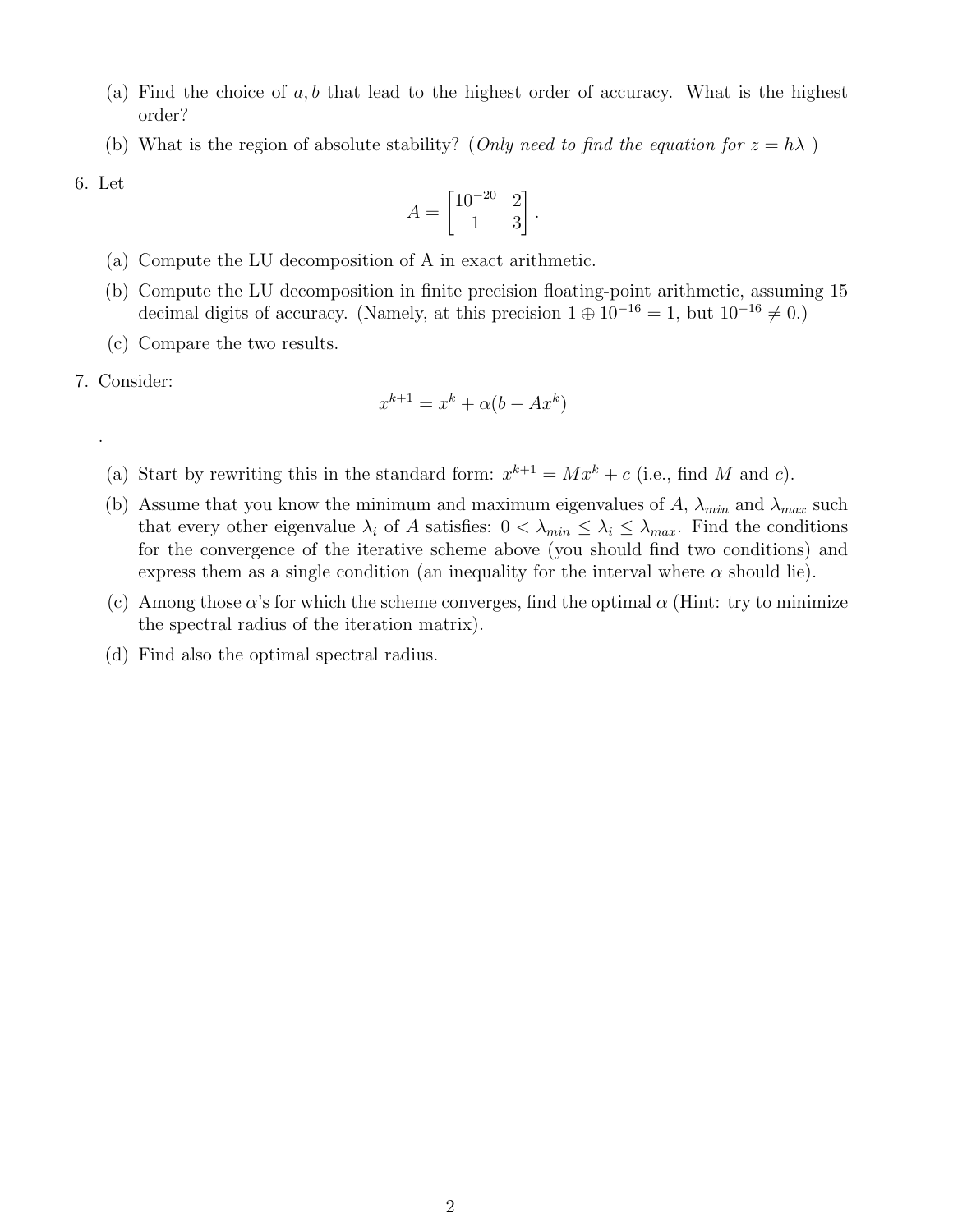(a) Find the choice of $a, b$ that lead to the highest order of accuracy. What is the highest order?

(b) What is the region of absolute stability? (*Only need to find the equation for $z = h\lambda$*)

6. Let

$$A = \begin{bmatrix} 10^{-20} & 2 \\ 1 & 3 \end{bmatrix}.$$

(a) Compute the LU decomposition of A in exact arithmetic.

(b) Compute the LU decomposition in finite precision floating-point arithmetic, assuming 15 decimal digits of accuracy. (Namely, at this precision $1 \oplus 10^{-16} = 1$, but $10^{-16} \neq 0$.)

(c) Compare the two results.

7. Consider:

$$x^{k+1} = x^k + \alpha(b - Ax^k)$$

.

(a) Start by rewriting this in the standard form: $x^{k+1} = Mx^k + c$ (i.e., find $M$ and $c$).

(b) Assume that you know the minimum and maximum eigenvalues of $A$, $\lambda_{min}$ and $\lambda_{max}$ such that every other eigenvalue $\lambda_i$ of $A$ satisfies: $0 < \lambda_{min} \leq \lambda_i \leq \lambda_{max}$. Find the conditions for the convergence of the iterative scheme above (you should find two conditions) and express them as a single condition (an inequality for the interval where $\alpha$ should lie).

(c) Among those $\alpha$'s for which the scheme converges, find the optimal $\alpha$ (Hint: try to minimize the spectral radius of the iteration matrix).

(d) Find also the optimal spectral radius.